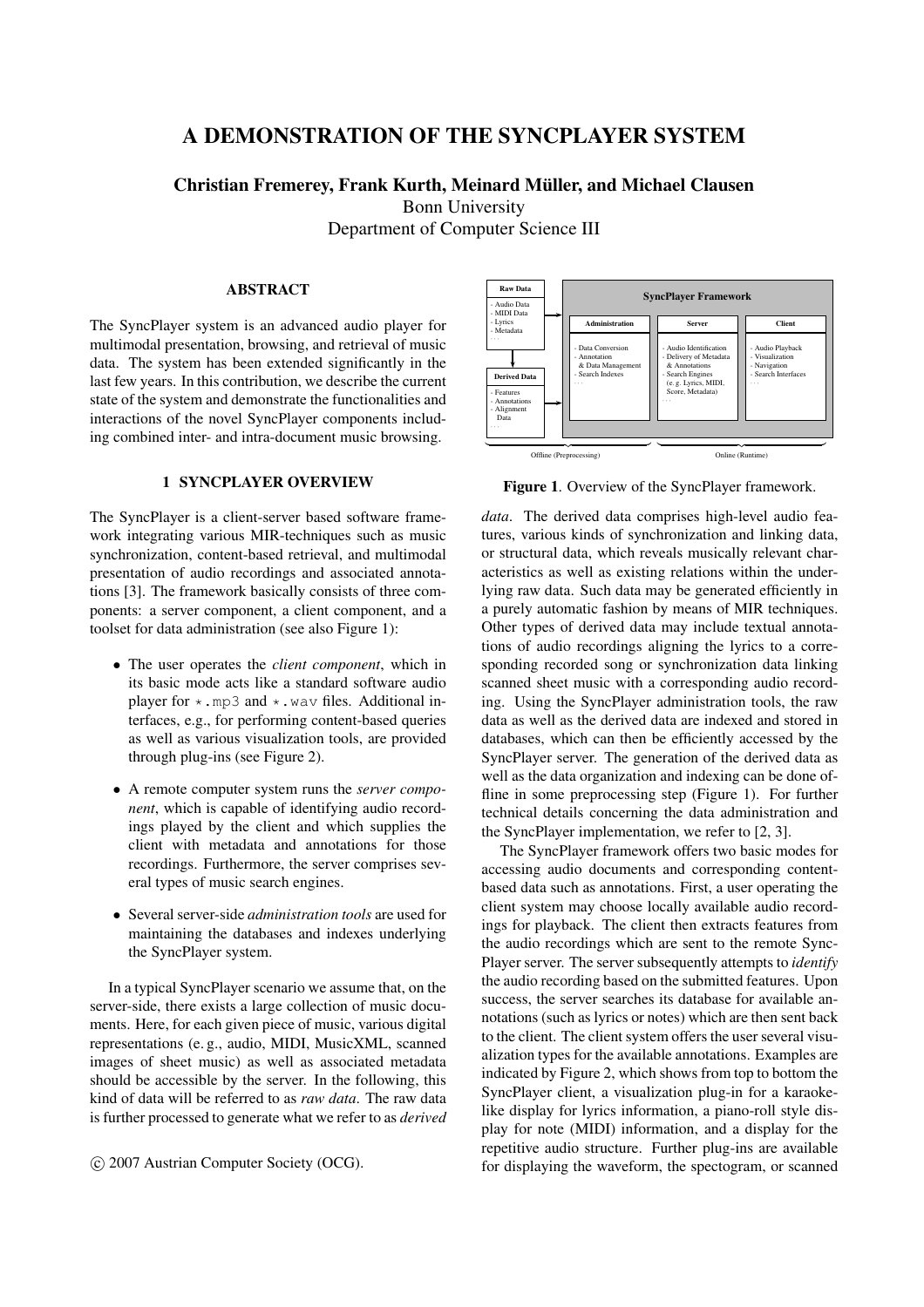# A DEMONSTRATION OF THE SYNCPLAYER SYSTEM

**Christian Fremerey, Frank Kurth, Meinard Müller, and Michael Clausen**
Bonn University
Department of Computer Science III

## ABSTRACT

The SyncPlayer system is an advanced audio player for multimodal presentation, browsing, and retrieval of music data. The system has been extended significantly in the last few years. In this contribution, we describe the current state of the system and demonstrate the functionalities and interactions of the novel SyncPlayer components including combined inter- and intra-document music browsing.

## 1 SYNCPLAYER OVERVIEW

The SyncPlayer is a client-server based software framework integrating various MIR-techniques such as music synchronization, content-based retrieval, and multimodal presentation of audio recordings and associated annotations [3]. The framework basically consists of three components: a server component, a client component, and a toolset for data administration (see also Figure 1):

- The user operates the *client component*, which in its basic mode acts like a standard software audio player for *.mp3 and *.wav files. Additional interfaces, e.g., for performing content-based queries as well as various visualization tools, are provided through plug-ins (see Figure 2).
- A remote computer system runs the *server component*, which is capable of identifying audio recordings played by the client and which supplies the client with metadata and annotations for those recordings. Furthermore, the server comprises several types of music search engines.
- Several server-side *administration tools* are used for maintaining the databases and indexes underlying the SyncPlayer system.

In a typical SyncPlayer scenario we assume that, on the server-side, there exists a large collection of music documents. Here, for each given piece of music, various digital representations (e. g., audio, MIDI, MusicXML, scanned images of sheet music) as well as associated metadata should be accessible by the server. In the following, this kind of data will be referred to as *raw data*. The raw data is further processed to generate what we refer to as *derived data*. The derived data comprises high-level audio features, various kinds of synchronization and linking data, or structural data, which reveals musically relevant characteristics as well as existing relations within the underlying raw data. Such data may be generated efficiently in a purely automatic fashion by means of MIR techniques. Other types of derived data may include textual annotations of audio recordings aligning the lyrics to a corresponding recorded song or synchronization data linking scanned sheet music with a corresponding audio recording. Using the SyncPlayer administration tools, the raw data as well as the derived data are indexed and stored in databases, which can then be efficiently accessed by the SyncPlayer server. The generation of the derived data as well as the data organization and indexing can be done offline in some preprocessing step (Figure 1). For further technical details concerning the data administration and the SyncPlayer implementation, we refer to [2, 3].

| Raw Data | SyncPlayer Framework | | |
|---|---|---|---|
| | **Administration** | **Server** | **Client** |
| - Audio Data<br>- MIDI Data<br>- Lyrics<br>- Metadata<br>... | - Data Conversion<br>- Annotation & Data Management<br>- Search Indexes<br>... | - Audio Identification<br>- Delivery of Metadata & Annotations<br>- Search Engines (e. g. Lyrics, MIDI, Score, Metadata)<br>... | - Audio Playback<br>- Visualization<br>- Navigation<br>- Search Interfaces<br>... |
| **Derived Data**<br>- Features<br>- Annotations<br>- Alignment Data<br>... | | | |

Offline (Preprocessing) — Online (Runtime)

**Figure 1**. Overview of the SyncPlayer framework.

The SyncPlayer framework offers two basic modes for accessing audio documents and corresponding content-based data such as annotations. First, a user operating the client system may choose locally available audio recordings for playback. The client then extracts features from the audio recordings which are sent to the remote SyncPlayer server. The server subsequently attempts to *identify* the audio recording based on the submitted features. Upon success, the server searches its database for available annotations (such as lyrics or notes) which are then sent back to the client. The client system offers the user several visualization types for the available annotations. Examples are indicated by Figure 2, which shows from top to bottom the SyncPlayer client, a visualization plug-in for a karaoke-like display for lyrics information, a piano-roll style display for note (MIDI) information, and a display for the repetitive audio structure. Further plug-ins are available for displaying the waveform, the spectogram, or scanned

© 2007 Austrian Computer Society (OCG).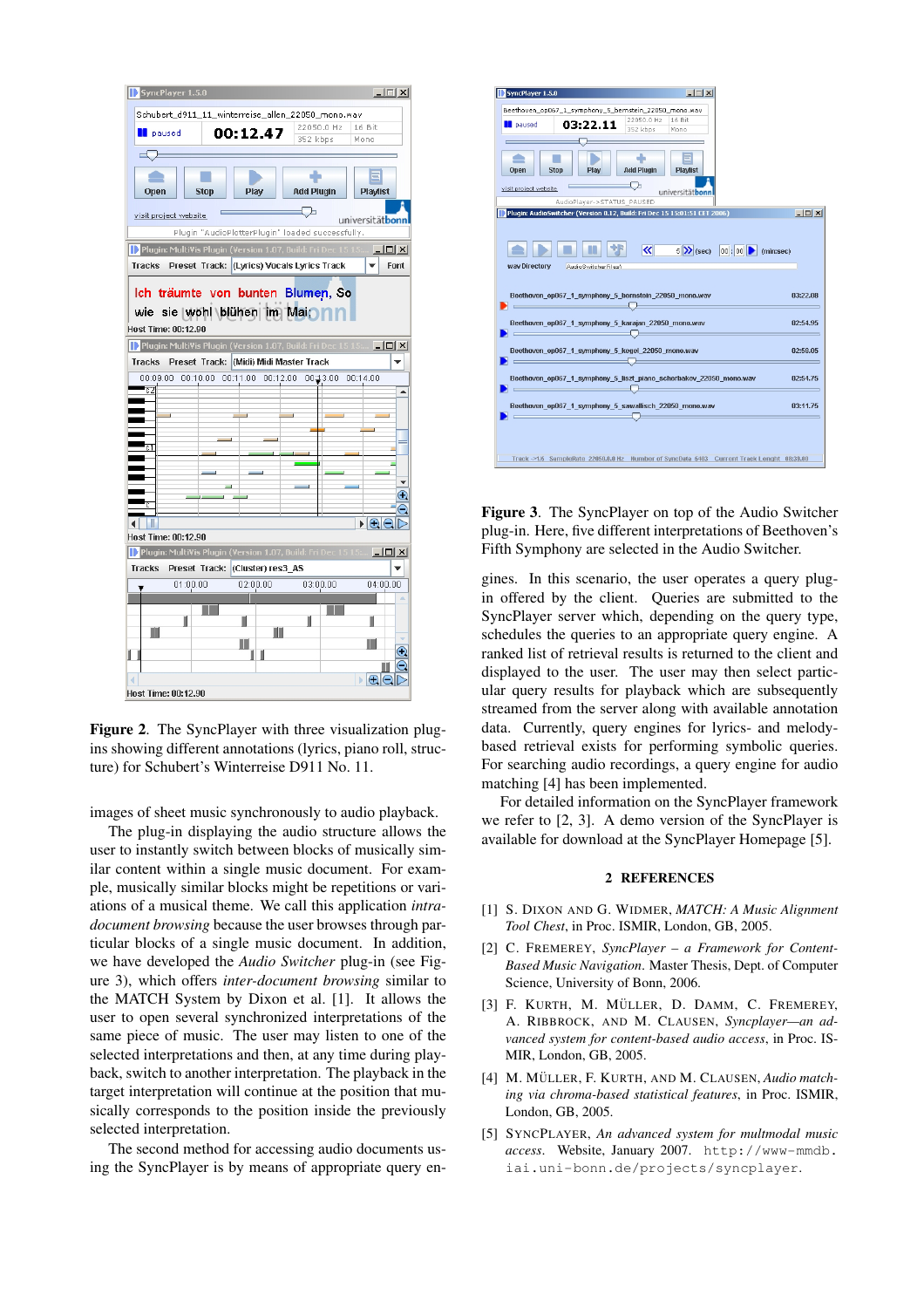**Figure 2**. The SyncPlayer with three visualization plug-ins showing different annotations (lyrics, piano roll, structure) for Schubert's Winterreise D911 No. 11.

images of sheet music synchronously to audio playback.

The plug-in displaying the audio structure allows the user to instantly switch between blocks of musically similar content within a single music document. For example, musically similar blocks might be repetitions or variations of a musical theme. We call this application *intra-document browsing* because the user browses through particular blocks of a single music document. In addition, we have developed the *Audio Switcher* plug-in (see Figure 3), which offers *inter-document browsing* similar to the MATCH System by Dixon et al. [1]. It allows the user to open several synchronized interpretations of the same piece of music. The user may listen to one of the selected interpretations and then, at any time during playback, switch to another interpretation. The playback in the target interpretation will continue at the position that musically corresponds to the position inside the previously selected interpretation.

The second method for accessing audio documents using the SyncPlayer is by means of appropriate query engines. In this scenario, the user operates a query plug-in offered by the client. Queries are submitted to the SyncPlayer server which, depending on the query type, schedules the queries to an appropriate query engine. A ranked list of retrieval results is returned to the client and displayed to the user. The user may then select particular query results for playback which are subsequently streamed from the server along with available annotation data. Currently, query engines for lyrics- and melody-based retrieval exists for performing symbolic queries. For searching audio recordings, a query engine for audio matching [4] has been implemented.

For detailed information on the SyncPlayer framework we refer to [2, 3]. A demo version of the SyncPlayer is available for download at the SyncPlayer Homepage [5].

**Figure 3**. The SyncPlayer on top of the Audio Switcher plug-in. Here, five different interpretations of Beethoven's Fifth Symphony are selected in the Audio Switcher.

## 2 REFERENCES

[1] S. Dixon and G. Widmer, *MATCH: A Music Alignment Tool Chest*, in Proc. ISMIR, London, GB, 2005.

[2] C. Fremerey, *SyncPlayer – a Framework for Content-Based Music Navigation*. Master Thesis, Dept. of Computer Science, University of Bonn, 2006.

[3] F. Kurth, M. Müller, D. Damm, C. Fremerey, A. Ribbrock, and M. Clausen, *Syncplayer—an advanced system for content-based audio access*, in Proc. ISMIR, London, GB, 2005.

[4] M. Müller, F. Kurth, and M. Clausen, *Audio matching via chroma-based statistical features*, in Proc. ISMIR, London, GB, 2005.

[5] SyncPlayer, *An advanced system for multmodal music access*. Website, January 2007. `http://www-mmdb.iai.uni-bonn.de/projects/syncplayer`.